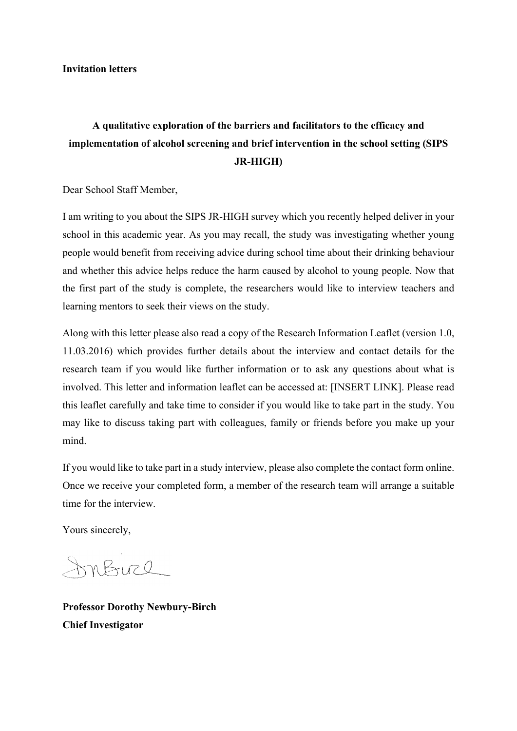**Invitation letters**

**A qualitative exploration of the barriers and facilitators to the efficacy and implementation of alcohol screening and brief intervention in the school setting (SIPS JR-HIGH)**

Dear School Staff Member,

I am writing to you about the SIPS JR-HIGH survey which you recently helped deliver in your school in this academic year. As you may recall, the study was investigating whether young people would benefit from receiving advice during school time about their drinking behaviour and whether this advice helps reduce the harm caused by alcohol to young people. Now that the first part of the study is complete, the researchers would like to interview teachers and learning mentors to seek their views on the study.

Along with this letter please also read a copy of the Research Information Leaflet (version 1.0, 11.03.2016) which provides further details about the interview and contact details for the research team if you would like further information or to ask any questions about what is involved. This letter and information leaflet can be accessed at: [INSERT LINK]. Please read this leaflet carefully and take time to consider if you would like to take part in the study. You may like to discuss taking part with colleagues, family or friends before you make up your mind.

If you would like to take part in a study interview, please also complete the contact form online. Once we receive your completed form, a member of the research team will arrange a suitable time for the interview.

Yours sincerely,

**Professor Dorothy Newbury-Birch**
**Chief Investigator**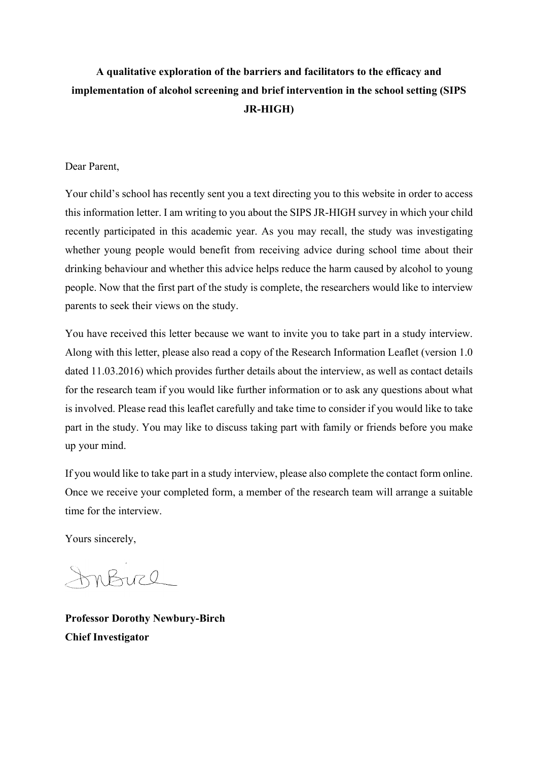**A qualitative exploration of the barriers and facilitators to the efficacy and implementation of alcohol screening and brief intervention in the school setting (SIPS JR-HIGH)**

Dear Parent,

Your child's school has recently sent you a text directing you to this website in order to access this information letter. I am writing to you about the SIPS JR-HIGH survey in which your child recently participated in this academic year. As you may recall, the study was investigating whether young people would benefit from receiving advice during school time about their drinking behaviour and whether this advice helps reduce the harm caused by alcohol to young people. Now that the first part of the study is complete, the researchers would like to interview parents to seek their views on the study.

You have received this letter because we want to invite you to take part in a study interview. Along with this letter, please also read a copy of the Research Information Leaflet (version 1.0 dated 11.03.2016) which provides further details about the interview, as well as contact details for the research team if you would like further information or to ask any questions about what is involved. Please read this leaflet carefully and take time to consider if you would like to take part in the study. You may like to discuss taking part with family or friends before you make up your mind.

If you would like to take part in a study interview, please also complete the contact form online. Once we receive your completed form, a member of the research team will arrange a suitable time for the interview.

Yours sincerely,

**Professor Dorothy Newbury-Birch**
**Chief Investigator**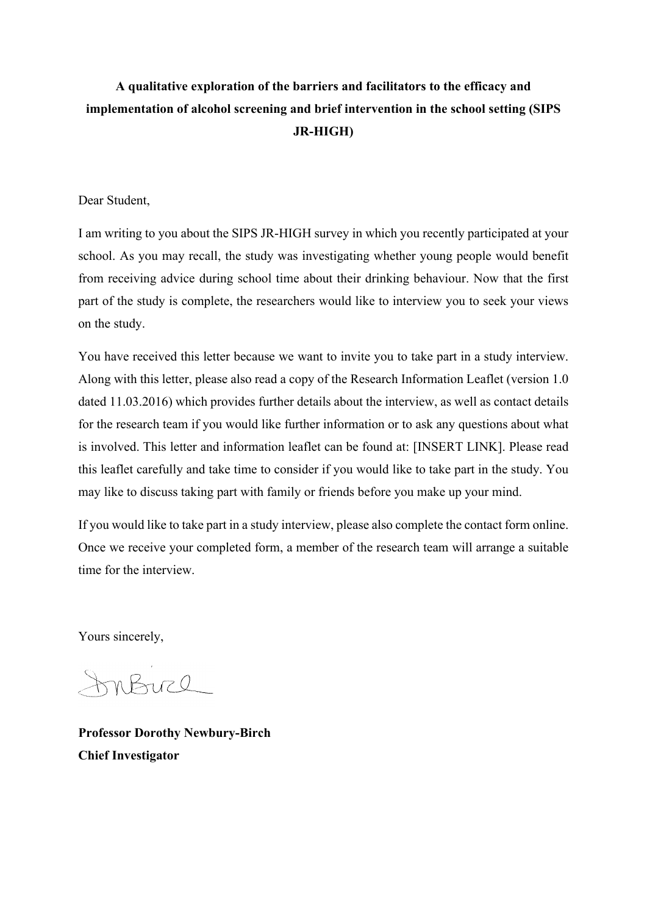**A qualitative exploration of the barriers and facilitators to the efficacy and implementation of alcohol screening and brief intervention in the school setting (SIPS JR-HIGH)**

Dear Student,

I am writing to you about the SIPS JR-HIGH survey in which you recently participated at your school. As you may recall, the study was investigating whether young people would benefit from receiving advice during school time about their drinking behaviour. Now that the first part of the study is complete, the researchers would like to interview you to seek your views on the study.

You have received this letter because we want to invite you to take part in a study interview. Along with this letter, please also read a copy of the Research Information Leaflet (version 1.0 dated 11.03.2016) which provides further details about the interview, as well as contact details for the research team if you would like further information or to ask any questions about what is involved. This letter and information leaflet can be found at: [INSERT LINK]. Please read this leaflet carefully and take time to consider if you would like to take part in the study. You may like to discuss taking part with family or friends before you make up your mind.

If you would like to take part in a study interview, please also complete the contact form online. Once we receive your completed form, a member of the research team will arrange a suitable time for the interview.

Yours sincerely,

**Professor Dorothy Newbury-Birch**
**Chief Investigator**